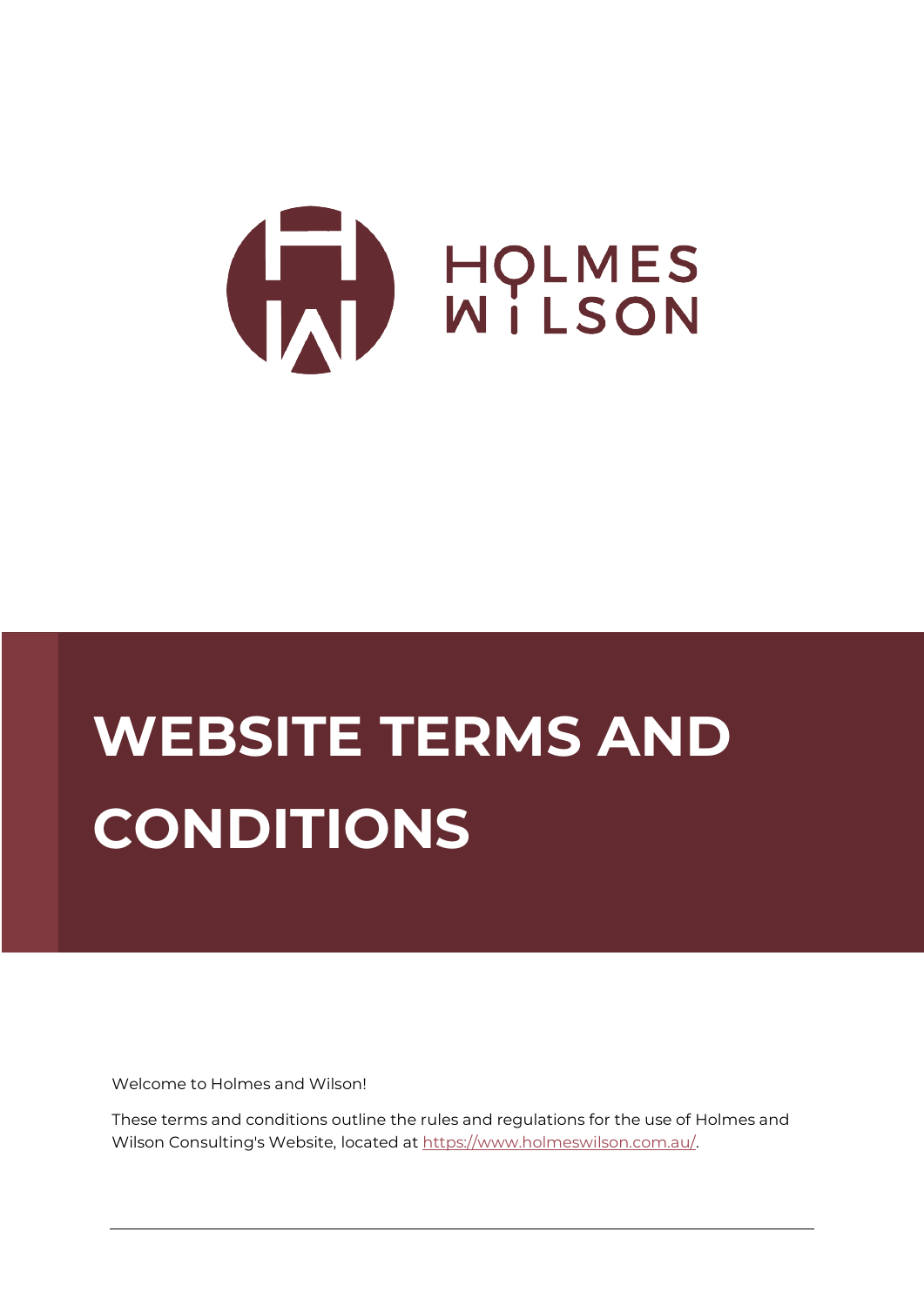HOLMES WILSON

# WEBSITE TERMS AND CONDITIONS

Welcome to Holmes and Wilson!

These terms and conditions outline the rules and regulations for the use of Holmes and Wilson Consulting's Website, located at https://www.holmeswilson.com.au/.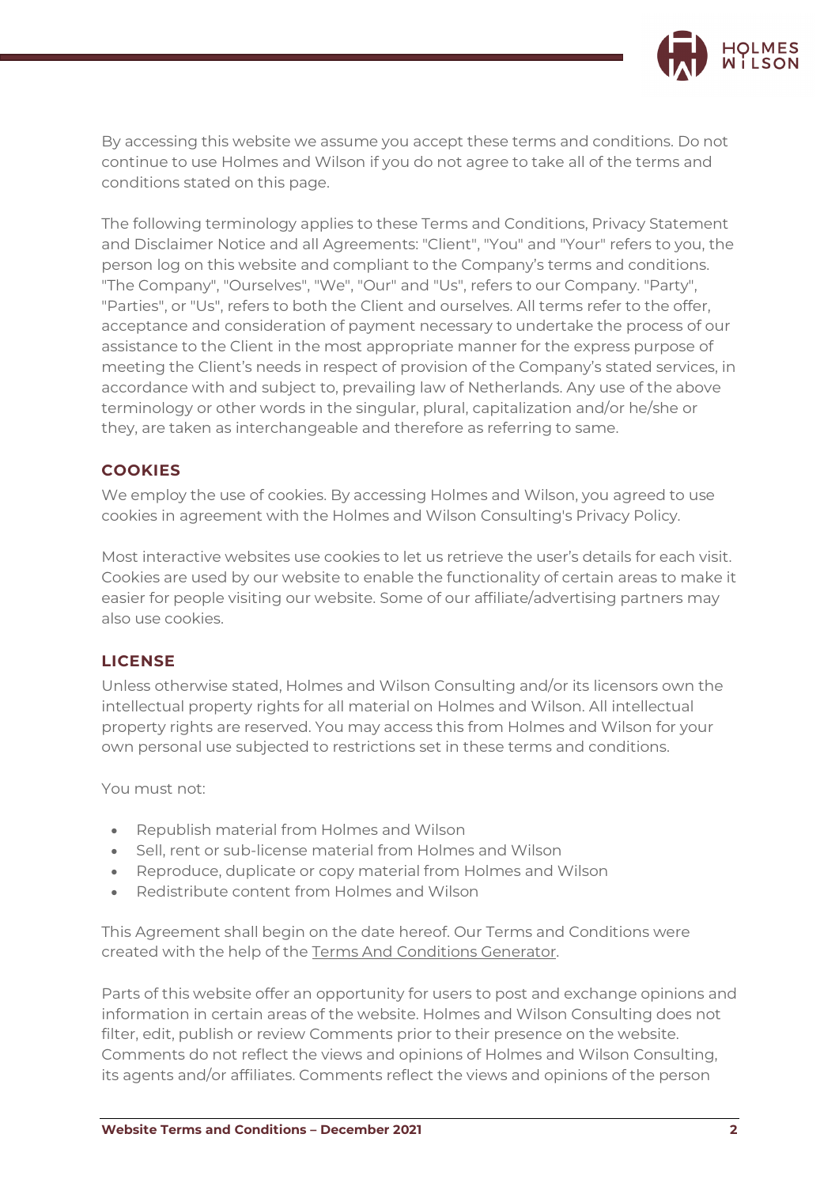By accessing this website we assume you accept these terms and conditions. Do not continue to use Holmes and Wilson if you do not agree to take all of the terms and conditions stated on this page.

The following terminology applies to these Terms and Conditions, Privacy Statement and Disclaimer Notice and all Agreements: "Client", "You" and "Your" refers to you, the person log on this website and compliant to the Company's terms and conditions. "The Company", "Ourselves", "We", "Our" and "Us", refers to our Company. "Party", "Parties", or "Us", refers to both the Client and ourselves. All terms refer to the offer, acceptance and consideration of payment necessary to undertake the process of our assistance to the Client in the most appropriate manner for the express purpose of meeting the Client's needs in respect of provision of the Company's stated services, in accordance with and subject to, prevailing law of Netherlands. Any use of the above terminology or other words in the singular, plural, capitalization and/or he/she or they, are taken as interchangeable and therefore as referring to same.

## COOKIES

We employ the use of cookies. By accessing Holmes and Wilson, you agreed to use cookies in agreement with the Holmes and Wilson Consulting's Privacy Policy.

Most interactive websites use cookies to let us retrieve the user's details for each visit. Cookies are used by our website to enable the functionality of certain areas to make it easier for people visiting our website. Some of our affiliate/advertising partners may also use cookies.

## LICENSE

Unless otherwise stated, Holmes and Wilson Consulting and/or its licensors own the intellectual property rights for all material on Holmes and Wilson. All intellectual property rights are reserved. You may access this from Holmes and Wilson for your own personal use subjected to restrictions set in these terms and conditions.

You must not:

- Republish material from Holmes and Wilson
- Sell, rent or sub-license material from Holmes and Wilson
- Reproduce, duplicate or copy material from Holmes and Wilson
- Redistribute content from Holmes and Wilson

This Agreement shall begin on the date hereof. Our Terms and Conditions were created with the help of the Terms And Conditions Generator.

Parts of this website offer an opportunity for users to post and exchange opinions and information in certain areas of the website. Holmes and Wilson Consulting does not filter, edit, publish or review Comments prior to their presence on the website. Comments do not reflect the views and opinions of Holmes and Wilson Consulting, its agents and/or affiliates. Comments reflect the views and opinions of the person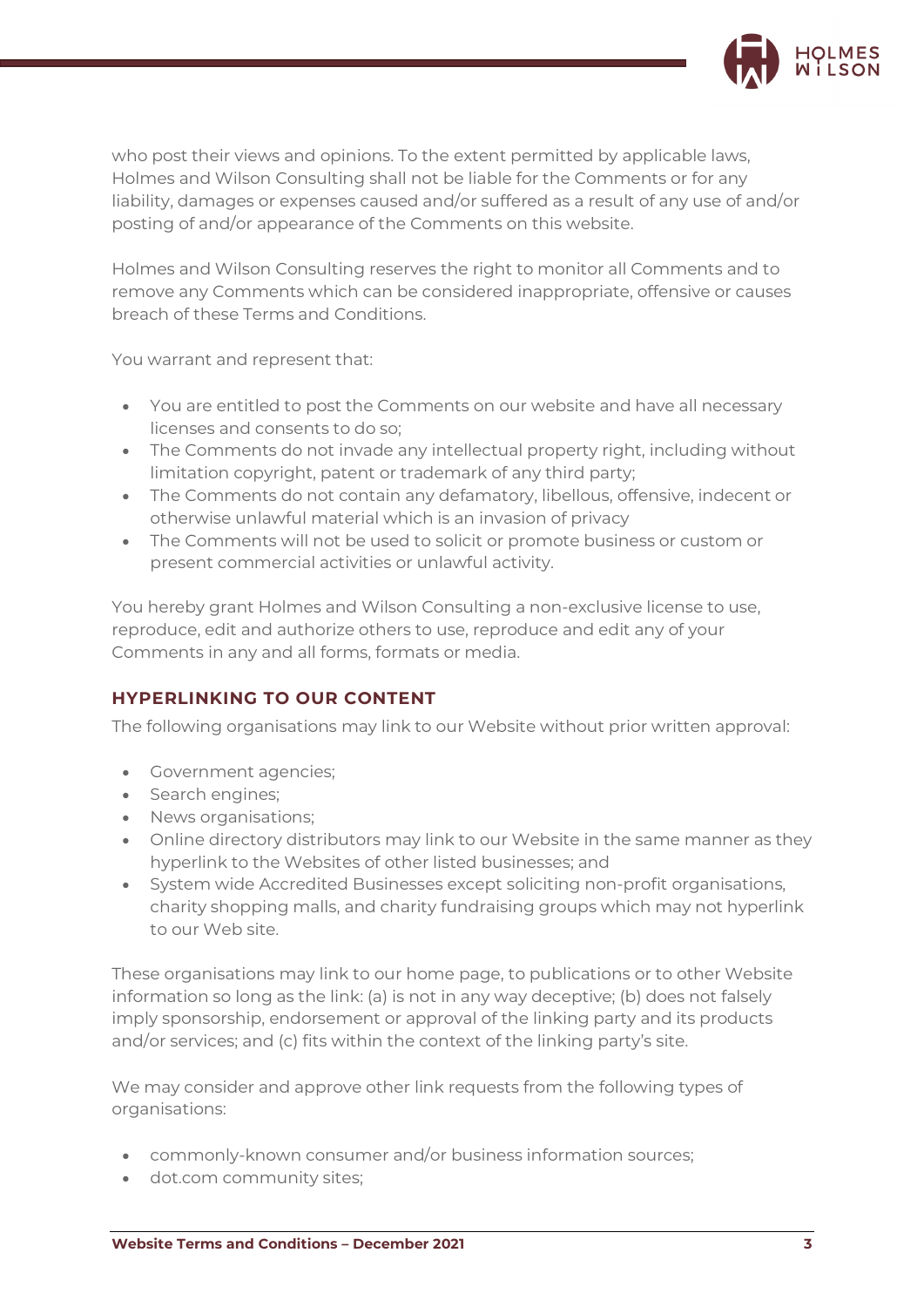who post their views and opinions. To the extent permitted by applicable laws, Holmes and Wilson Consulting shall not be liable for the Comments or for any liability, damages or expenses caused and/or suffered as a result of any use of and/or posting of and/or appearance of the Comments on this website.

Holmes and Wilson Consulting reserves the right to monitor all Comments and to remove any Comments which can be considered inappropriate, offensive or causes breach of these Terms and Conditions.

You warrant and represent that:

- You are entitled to post the Comments on our website and have all necessary licenses and consents to do so;
- The Comments do not invade any intellectual property right, including without limitation copyright, patent or trademark of any third party;
- The Comments do not contain any defamatory, libellous, offensive, indecent or otherwise unlawful material which is an invasion of privacy
- The Comments will not be used to solicit or promote business or custom or present commercial activities or unlawful activity.

You hereby grant Holmes and Wilson Consulting a non-exclusive license to use, reproduce, edit and authorize others to use, reproduce and edit any of your Comments in any and all forms, formats or media.

## HYPERLINKING TO OUR CONTENT

The following organisations may link to our Website without prior written approval:

- Government agencies;
- Search engines;
- News organisations;
- Online directory distributors may link to our Website in the same manner as they hyperlink to the Websites of other listed businesses; and
- System wide Accredited Businesses except soliciting non-profit organisations, charity shopping malls, and charity fundraising groups which may not hyperlink to our Web site.

These organisations may link to our home page, to publications or to other Website information so long as the link: (a) is not in any way deceptive; (b) does not falsely imply sponsorship, endorsement or approval of the linking party and its products and/or services; and (c) fits within the context of the linking party's site.

We may consider and approve other link requests from the following types of organisations:

- commonly-known consumer and/or business information sources;
- dot.com community sites;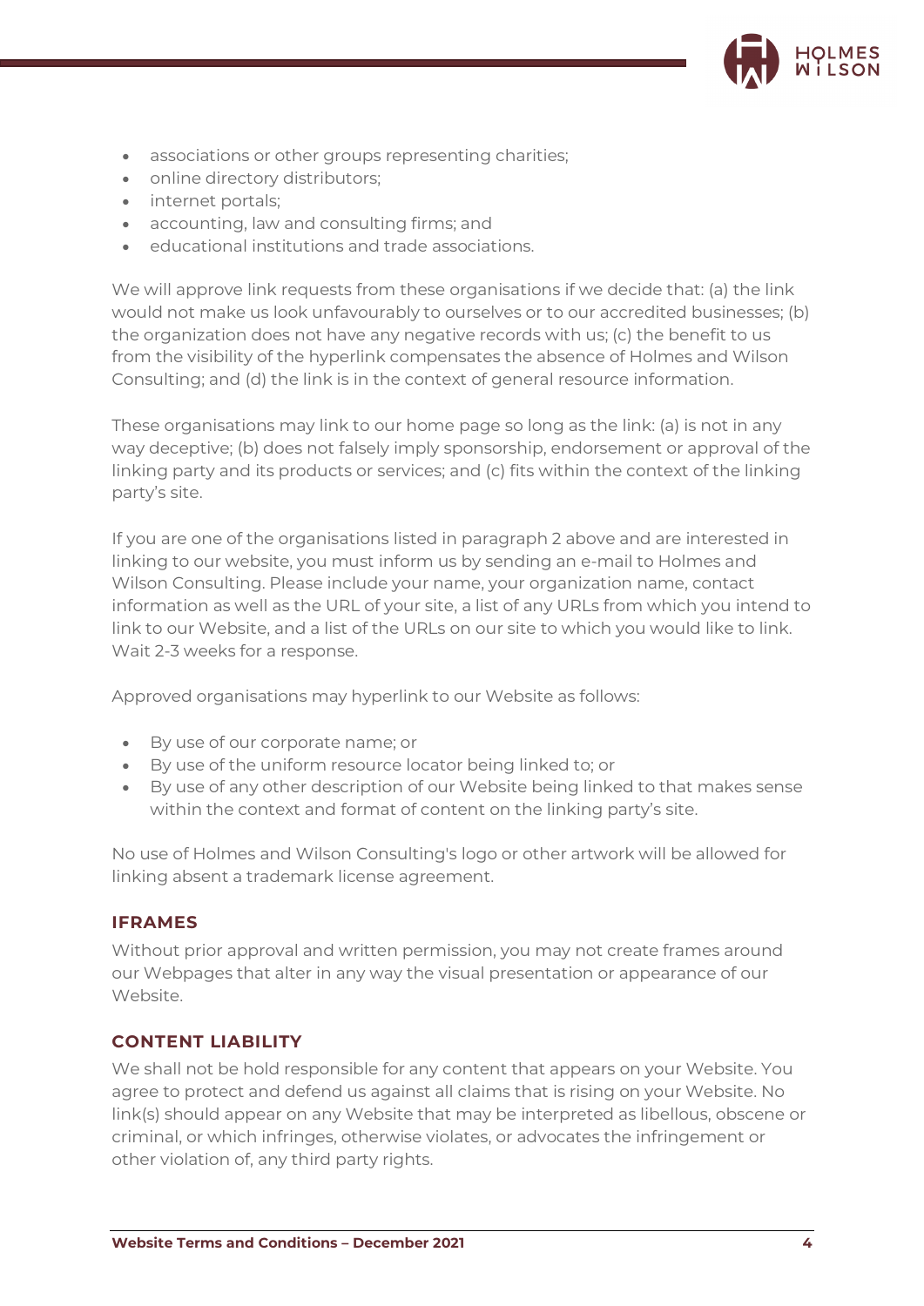- associations or other groups representing charities;
- online directory distributors;
- internet portals;
- accounting, law and consulting firms; and
- educational institutions and trade associations.

We will approve link requests from these organisations if we decide that: (a) the link would not make us look unfavourably to ourselves or to our accredited businesses; (b) the organization does not have any negative records with us; (c) the benefit to us from the visibility of the hyperlink compensates the absence of Holmes and Wilson Consulting; and (d) the link is in the context of general resource information.

These organisations may link to our home page so long as the link: (a) is not in any way deceptive; (b) does not falsely imply sponsorship, endorsement or approval of the linking party and its products or services; and (c) fits within the context of the linking party's site.

If you are one of the organisations listed in paragraph 2 above and are interested in linking to our website, you must inform us by sending an e-mail to Holmes and Wilson Consulting. Please include your name, your organization name, contact information as well as the URL of your site, a list of any URLs from which you intend to link to our Website, and a list of the URLs on our site to which you would like to link. Wait 2-3 weeks for a response.

Approved organisations may hyperlink to our Website as follows:

- By use of our corporate name; or
- By use of the uniform resource locator being linked to; or
- By use of any other description of our Website being linked to that makes sense within the context and format of content on the linking party's site.

No use of Holmes and Wilson Consulting's logo or other artwork will be allowed for linking absent a trademark license agreement.

## IFRAMES

Without prior approval and written permission, you may not create frames around our Webpages that alter in any way the visual presentation or appearance of our Website.

## CONTENT LIABILITY

We shall not be hold responsible for any content that appears on your Website. You agree to protect and defend us against all claims that is rising on your Website. No link(s) should appear on any Website that may be interpreted as libellous, obscene or criminal, or which infringes, otherwise violates, or advocates the infringement or other violation of, any third party rights.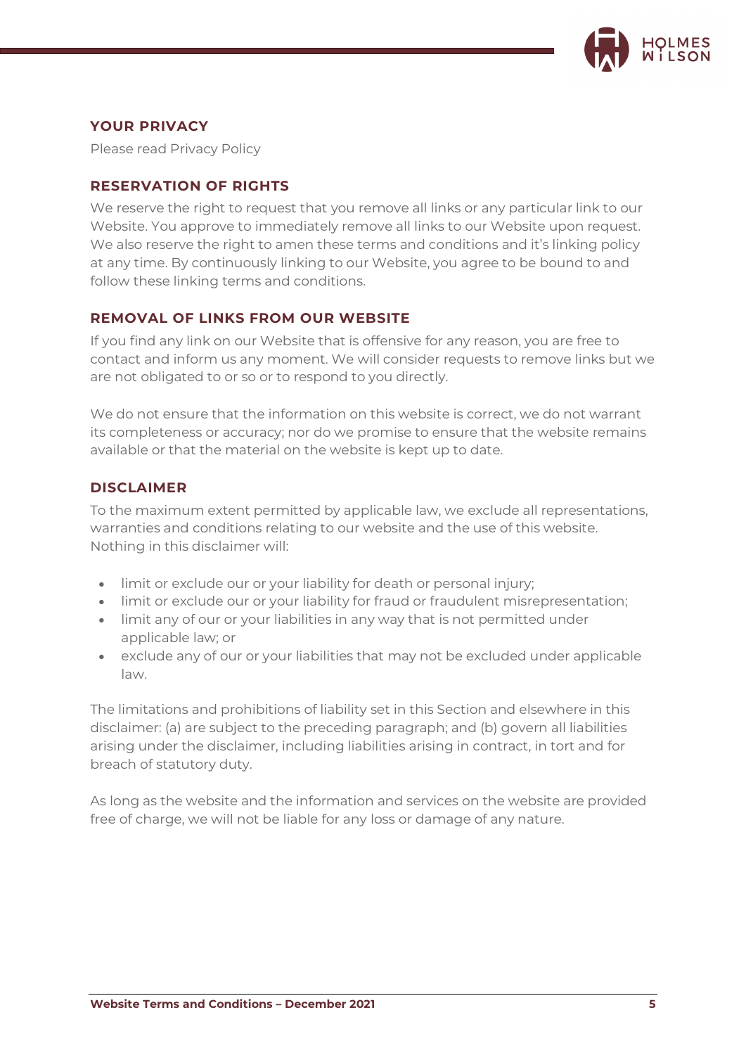## YOUR PRIVACY

Please read Privacy Policy

## RESERVATION OF RIGHTS

We reserve the right to request that you remove all links or any particular link to our Website. You approve to immediately remove all links to our Website upon request. We also reserve the right to amen these terms and conditions and it's linking policy at any time. By continuously linking to our Website, you agree to be bound to and follow these linking terms and conditions.

## REMOVAL OF LINKS FROM OUR WEBSITE

If you find any link on our Website that is offensive for any reason, you are free to contact and inform us any moment. We will consider requests to remove links but we are not obligated to or so or to respond to you directly.

We do not ensure that the information on this website is correct, we do not warrant its completeness or accuracy; nor do we promise to ensure that the website remains available or that the material on the website is kept up to date.

## DISCLAIMER

To the maximum extent permitted by applicable law, we exclude all representations, warranties and conditions relating to our website and the use of this website. Nothing in this disclaimer will:

- limit or exclude our or your liability for death or personal injury;
- limit or exclude our or your liability for fraud or fraudulent misrepresentation;
- limit any of our or your liabilities in any way that is not permitted under applicable law; or
- exclude any of our or your liabilities that may not be excluded under applicable law.

The limitations and prohibitions of liability set in this Section and elsewhere in this disclaimer: (a) are subject to the preceding paragraph; and (b) govern all liabilities arising under the disclaimer, including liabilities arising in contract, in tort and for breach of statutory duty.

As long as the website and the information and services on the website are provided free of charge, we will not be liable for any loss or damage of any nature.